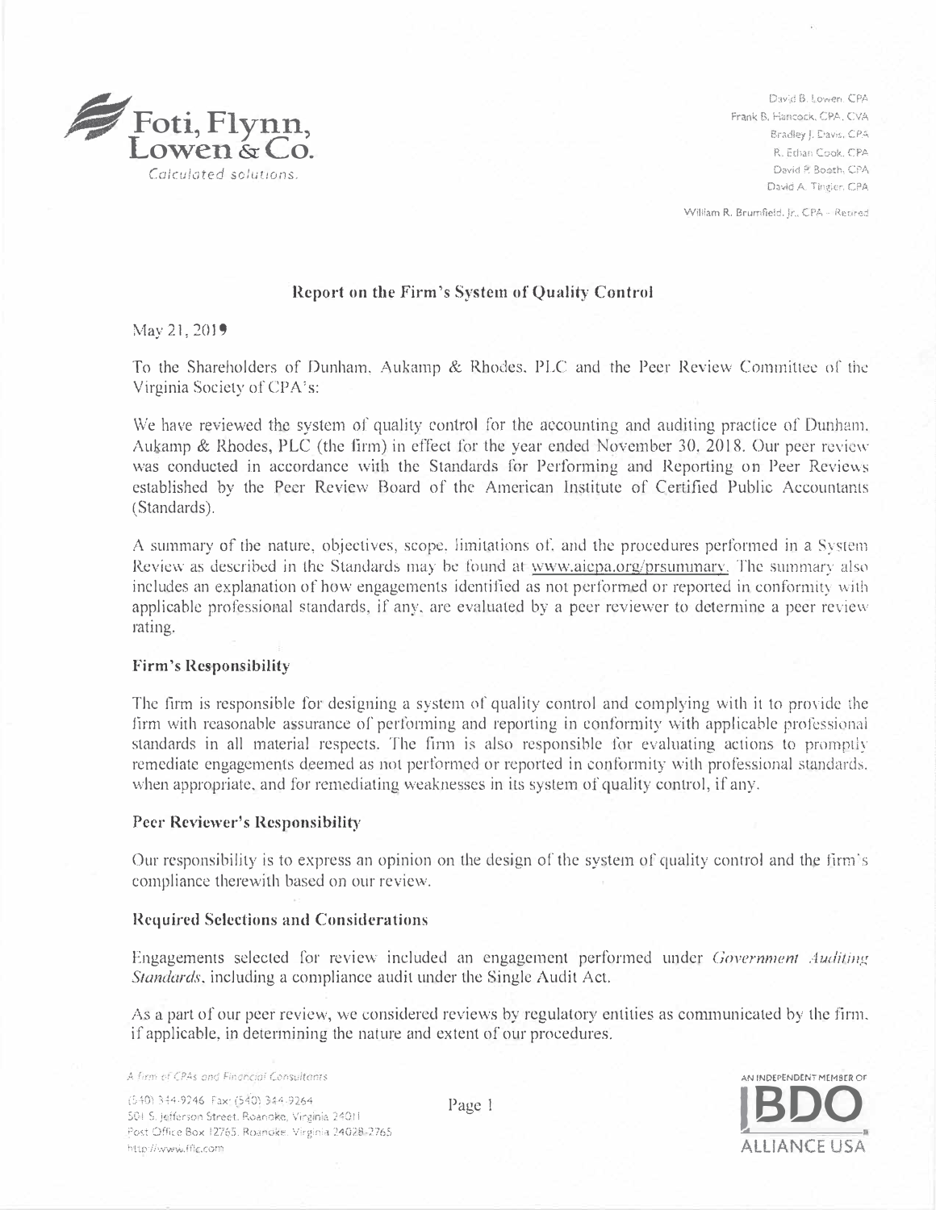Foti, Flynn, Lowen & Co.

*Calculated solutions.*

David B. Lowen, CPA
Frank B. Hancock, CPA, CVA
Bradley J. Davis, CPA
R. Ethan Cook, CPA
David P. Booth, CPA
David A. Tingler, CPA

William R. Brumfield, Jr., CPA - Retired

## Report on the Firm's System of Quality Control

May 21, 2019

To the Shareholders of Dunham, Aukamp & Rhodes, PLC and the Peer Review Committee of the Virginia Society of CPA's:

We have reviewed the system of quality control for the accounting and auditing practice of Dunham, Aukamp & Rhodes, PLC (the firm) in effect for the year ended November 30, 2018. Our peer review was conducted in accordance with the Standards for Performing and Reporting on Peer Reviews established by the Peer Review Board of the American Institute of Certified Public Accountants (Standards).

A summary of the nature, objectives, scope, limitations of, and the procedures performed in a System Review as described in the Standards may be found at www.aicpa.org/prsummary. The summary also includes an explanation of how engagements identified as not performed or reported in conformity with applicable professional standards, if any, are evaluated by a peer reviewer to determine a peer review rating.

### Firm's Responsibility

The firm is responsible for designing a system of quality control and complying with it to provide the firm with reasonable assurance of performing and reporting in conformity with applicable professional standards in all material respects. The firm is also responsible for evaluating actions to promptly remediate engagements deemed as not performed or reported in conformity with professional standards, when appropriate, and for remediating weaknesses in its system of quality control, if any.

### Peer Reviewer's Responsibility

Our responsibility is to express an opinion on the design of the system of quality control and the firm's compliance therewith based on our review.

### Required Selections and Considerations

Engagements selected for review included an engagement performed under *Government Auditing Standards*, including a compliance audit under the Single Audit Act.

As a part of our peer review, we considered reviews by regulatory entities as communicated by the firm, if applicable, in determining the nature and extent of our procedures.

*A firm of CPAs and Financial Consultants*

(540) 344-9246 Fax: (540) 344-9264
501 S. Jefferson Street, Roanoke, Virginia 24011
Post Office Box 12765, Roanoke, Virginia 24028-2765
http://www.fflc.com

AN INDEPENDENT MEMBER OF BDO ALLIANCE USA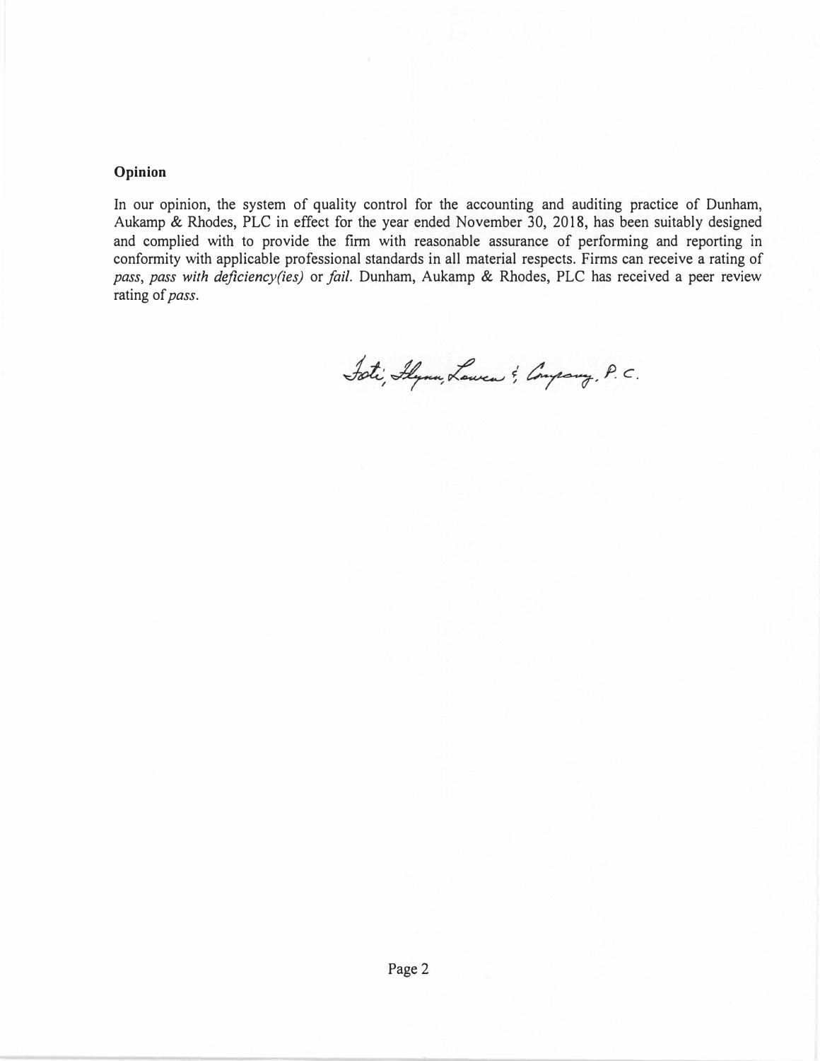**Opinion**

In our opinion, the system of quality control for the accounting and auditing practice of Dunham, Aukamp & Rhodes, PLC in effect for the year ended November 30, 2018, has been suitably designed and complied with to provide the firm with reasonable assurance of performing and reporting in conformity with applicable professional standards in all material respects. Firms can receive a rating of *pass*, *pass with deficiency(ies)* or *fail*. Dunham, Aukamp & Rhodes, PLC has received a peer review rating of *pass*.

Foti, Flynn, Lowen & Company, P.C.